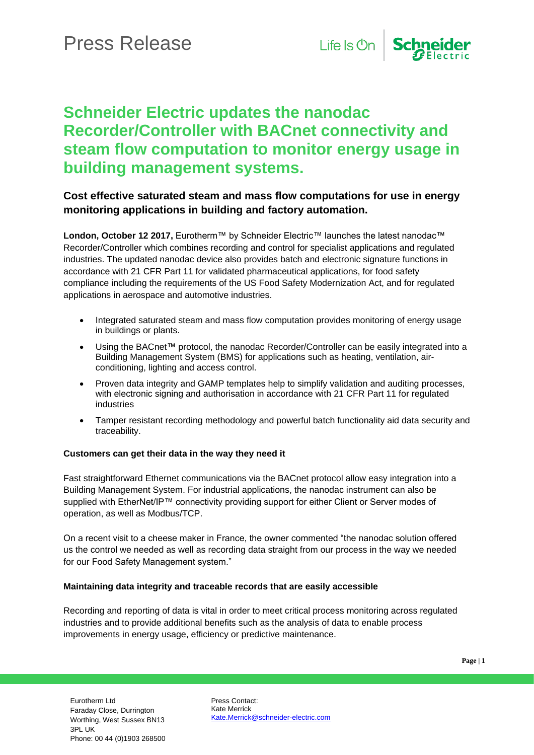# Press Release

# Schneider Electric updates the nanodac Recorder/Controller with BACnet connectivity and steam flow computation to monitor energy usage in building management systems.

### Cost effective saturated steam and mass flow computations for use in energy monitoring applications in building and factory automation.

**London, October 12 2017,** Eurotherm™ by Schneider Electric™ launches the latest nanodac™ Recorder/Controller which combines recording and control for specialist applications and regulated industries. The updated nanodac device also provides batch and electronic signature functions in accordance with 21 CFR Part 11 for validated pharmaceutical applications, for food safety compliance including the requirements of the US Food Safety Modernization Act, and for regulated applications in aerospace and automotive industries.

- Integrated saturated steam and mass flow computation provides monitoring of energy usage in buildings or plants.
- Using the BACnet™ protocol, the nanodac Recorder/Controller can be easily integrated into a Building Management System (BMS) for applications such as heating, ventilation, air-conditioning, lighting and access control.
- Proven data integrity and GAMP templates help to simplify validation and auditing processes, with electronic signing and authorisation in accordance with 21 CFR Part 11 for regulated industries
- Tamper resistant recording methodology and powerful batch functionality aid data security and traceability.

**Customers can get their data in the way they need it**

Fast straightforward Ethernet communications via the BACnet protocol allow easy integration into a Building Management System. For industrial applications, the nanodac instrument can also be supplied with EtherNet/IP™ connectivity providing support for either Client or Server modes of operation, as well as Modbus/TCP.

On a recent visit to a cheese maker in France, the owner commented "the nanodac solution offered us the control we needed as well as recording data straight from our process in the way we needed for our Food Safety Management system."

**Maintaining data integrity and traceable records that are easily accessible**

Recording and reporting of data is vital in order to meet critical process monitoring across regulated industries and to provide additional benefits such as the analysis of data to enable process improvements in energy usage, efficiency or predictive maintenance.

Eurotherm Ltd
Faraday Close, Durrington
Worthing, West Sussex BN13 3PL UK
Phone: 00 44 (0)1903 268500

Press Contact:
Kate Merrick
Kate.Merrick@schneider-electric.com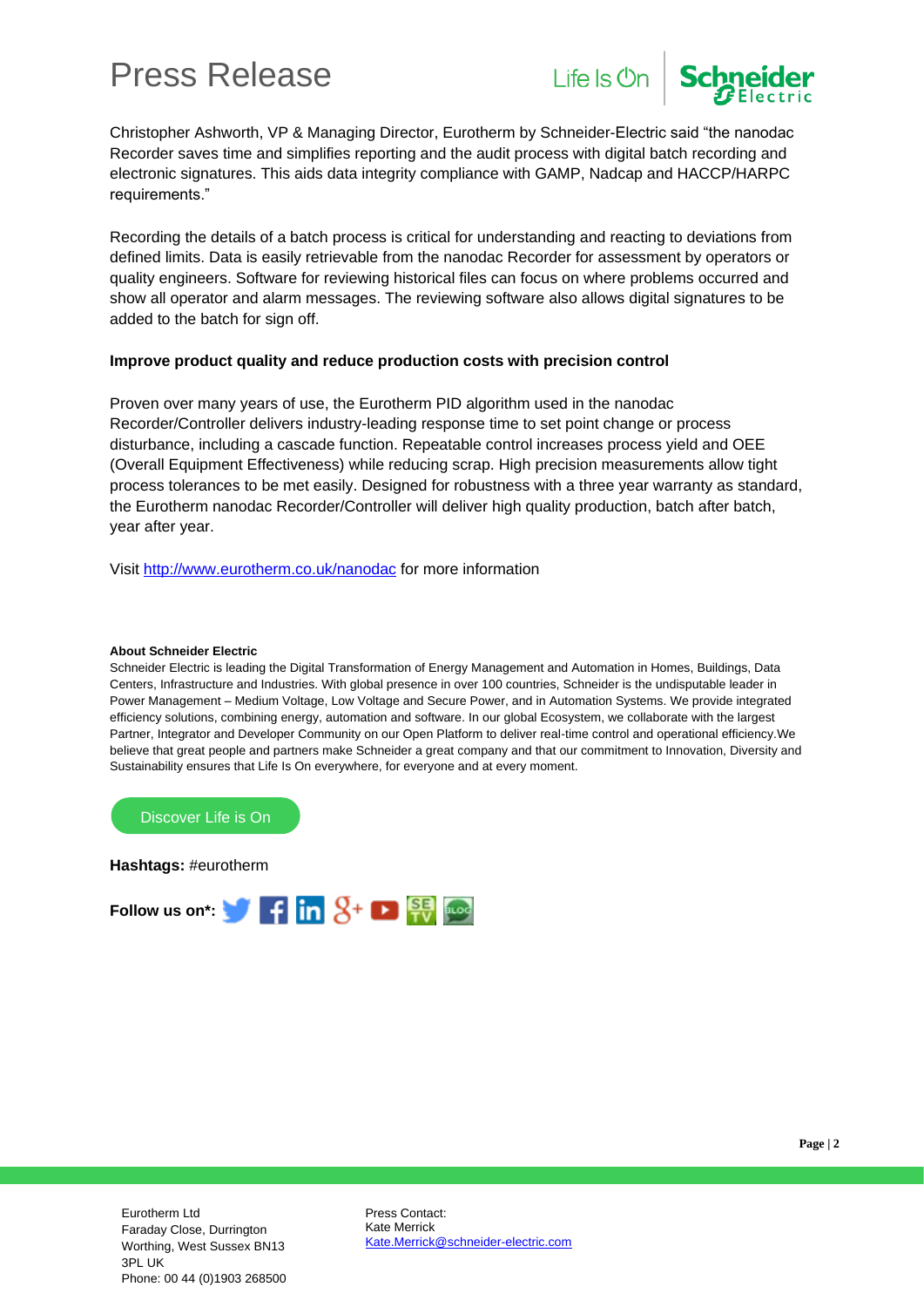Christopher Ashworth, VP & Managing Director, Eurotherm by Schneider-Electric said "the nanodac Recorder saves time and simplifies reporting and the audit process with digital batch recording and electronic signatures. This aids data integrity compliance with GAMP, Nadcap and HACCP/HARPC requirements."

Recording the details of a batch process is critical for understanding and reacting to deviations from defined limits. Data is easily retrievable from the nanodac Recorder for assessment by operators or quality engineers. Software for reviewing historical files can focus on where problems occurred and show all operator and alarm messages. The reviewing software also allows digital signatures to be added to the batch for sign off.

**Improve product quality and reduce production costs with precision control**

Proven over many years of use, the Eurotherm PID algorithm used in the nanodac Recorder/Controller delivers industry-leading response time to set point change or process disturbance, including a cascade function. Repeatable control increases process yield and OEE (Overall Equipment Effectiveness) while reducing scrap. High precision measurements allow tight process tolerances to be met easily. Designed for robustness with a three year warranty as standard, the Eurotherm nanodac Recorder/Controller will deliver high quality production, batch after batch, year after year.

Visit http://www.eurotherm.co.uk/nanodac for more information

**About Schneider Electric**

Schneider Electric is leading the Digital Transformation of Energy Management and Automation in Homes, Buildings, Data Centers, Infrastructure and Industries. With global presence in over 100 countries, Schneider is the undisputable leader in Power Management – Medium Voltage, Low Voltage and Secure Power, and in Automation Systems. We provide integrated efficiency solutions, combining energy, automation and software. In our global Ecosystem, we collaborate with the largest Partner, Integrator and Developer Community on our Open Platform to deliver real-time control and operational efficiency.We believe that great people and partners make Schneider a great company and that our commitment to Innovation, Diversity and Sustainability ensures that Life Is On everywhere, for everyone and at every moment.

Discover Life is On

**Hashtags:** #eurotherm

**Follow us on*:**

Eurotherm Ltd
Faraday Close, Durrington
Worthing, West Sussex BN13
3PL UK
Phone: 00 44 (0)1903 268500

Press Contact:
Kate Merrick
Kate.Merrick@schneider-electric.com